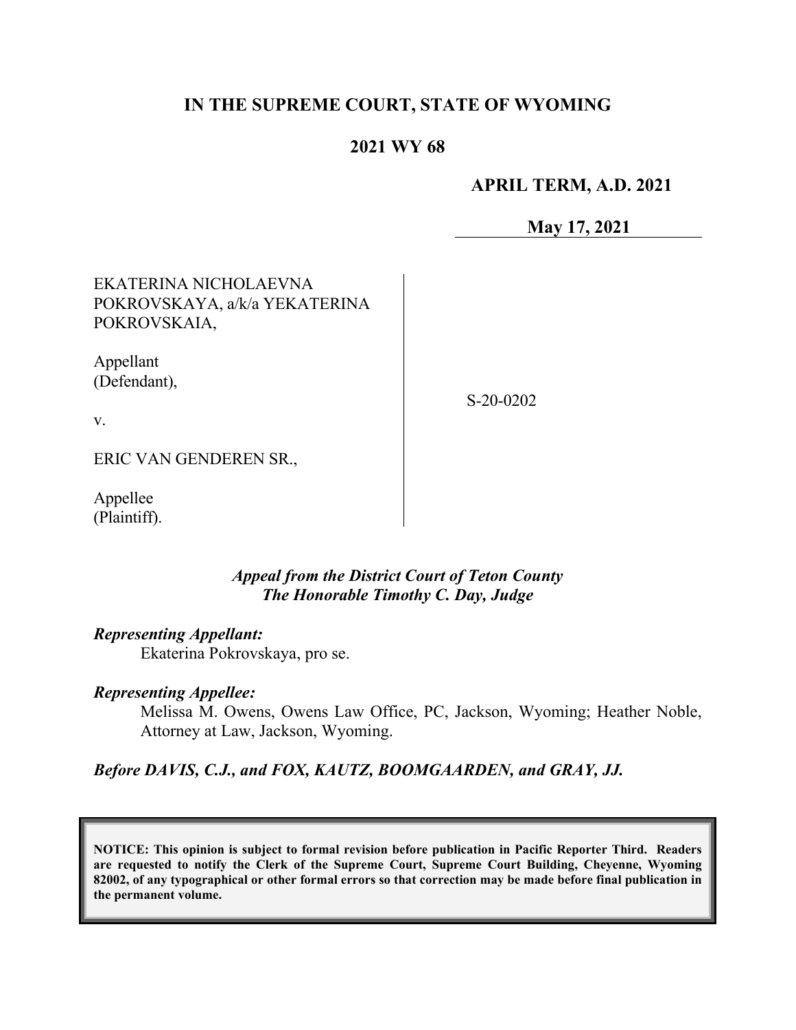# IN THE SUPREME COURT, STATE OF WYOMING

## 2021 WY 68

**APRIL TERM, A.D. 2021**

**May 17, 2021**

EKATERINA NICHOLAEVNA POKROVSKAYA, a/k/a YEKATERINA POKROVSKAIA,

Appellant (Defendant),

v.

ERIC VAN GENDEREN SR.,

Appellee (Plaintiff).

S-20-0202

*Appeal from the District Court of Teton County*
*The Honorable Timothy C. Day, Judge*

***Representing Appellant:***
Ekaterina Pokrovskaya, pro se.

***Representing Appellee:***
Melissa M. Owens, Owens Law Office, PC, Jackson, Wyoming; Heather Noble, Attorney at Law, Jackson, Wyoming.

***Before DAVIS, C.J., and FOX, KAUTZ, BOOMGAARDEN, and GRAY, JJ.***

**NOTICE: This opinion is subject to formal revision before publication in Pacific Reporter Third. Readers are requested to notify the Clerk of the Supreme Court, Supreme Court Building, Cheyenne, Wyoming 82002, of any typographical or other formal errors so that correction may be made before final publication in the permanent volume.**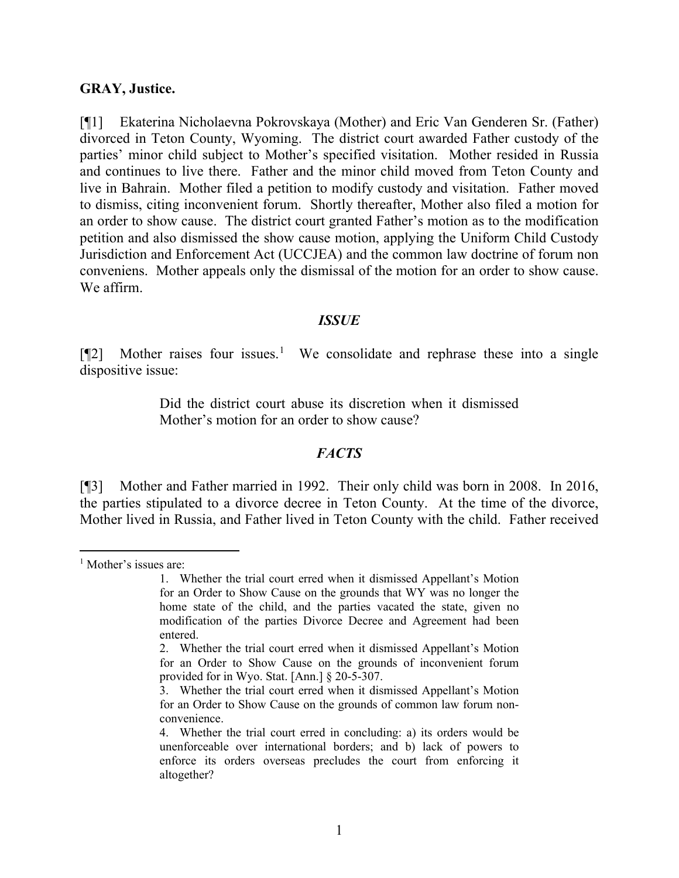**GRAY, Justice.**

[¶1] Ekaterina Nicholaevna Pokrovskaya (Mother) and Eric Van Genderen Sr. (Father) divorced in Teton County, Wyoming. The district court awarded Father custody of the parties' minor child subject to Mother's specified visitation. Mother resided in Russia and continues to live there. Father and the minor child moved from Teton County and live in Bahrain. Mother filed a petition to modify custody and visitation. Father moved to dismiss, citing inconvenient forum. Shortly thereafter, Mother also filed a motion for an order to show cause. The district court granted Father's motion as to the modification petition and also dismissed the show cause motion, applying the Uniform Child Custody Jurisdiction and Enforcement Act (UCCJEA) and the common law doctrine of forum non conveniens. Mother appeals only the dismissal of the motion for an order to show cause. We affirm.

## *ISSUE*

[¶2] Mother raises four issues.[1] We consolidate and rephrase these into a single dispositive issue:

> Did the district court abuse its discretion when it dismissed Mother's motion for an order to show cause?

## *FACTS*

[¶3] Mother and Father married in 1992. Their only child was born in 2008. In 2016, the parties stipulated to a divorce decree in Teton County. At the time of the divorce, Mother lived in Russia, and Father lived in Teton County with the child. Father received

---

[1] Mother's issues are:

> 1. Whether the trial court erred when it dismissed Appellant's Motion for an Order to Show Cause on the grounds that WY was no longer the home state of the child, and the parties vacated the state, given no modification of the parties Divorce Decree and Agreement had been entered.
>
> 2. Whether the trial court erred when it dismissed Appellant's Motion for an Order to Show Cause on the grounds of inconvenient forum provided for in Wyo. Stat. [Ann.] § 20-5-307.
>
> 3. Whether the trial court erred when it dismissed Appellant's Motion for an Order to Show Cause on the grounds of common law forum non-convenience.
>
> 4. Whether the trial court erred in concluding: a) its orders would be unenforceable over international borders; and b) lack of powers to enforce its orders overseas precludes the court from enforcing it altogether?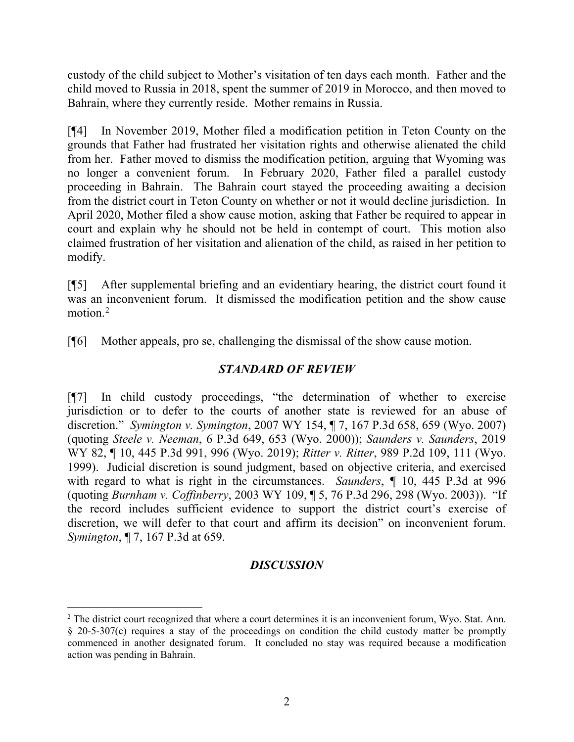custody of the child subject to Mother's visitation of ten days each month. Father and the child moved to Russia in 2018, spent the summer of 2019 in Morocco, and then moved to Bahrain, where they currently reside. Mother remains in Russia.

[¶4] In November 2019, Mother filed a modification petition in Teton County on the grounds that Father had frustrated her visitation rights and otherwise alienated the child from her. Father moved to dismiss the modification petition, arguing that Wyoming was no longer a convenient forum. In February 2020, Father filed a parallel custody proceeding in Bahrain. The Bahrain court stayed the proceeding awaiting a decision from the district court in Teton County on whether or not it would decline jurisdiction. In April 2020, Mother filed a show cause motion, asking that Father be required to appear in court and explain why he should not be held in contempt of court. This motion also claimed frustration of her visitation and alienation of the child, as raised in her petition to modify.

[¶5] After supplemental briefing and an evidentiary hearing, the district court found it was an inconvenient forum. It dismissed the modification petition and the show cause motion.[2]

[¶6] Mother appeals, pro se, challenging the dismissal of the show cause motion.

## *STANDARD OF REVIEW*

[¶7] In child custody proceedings, "the determination of whether to exercise jurisdiction or to defer to the courts of another state is reviewed for an abuse of discretion." *Symington v. Symington*, 2007 WY 154, ¶ 7, 167 P.3d 658, 659 (Wyo. 2007) (quoting *Steele v. Neeman*, 6 P.3d 649, 653 (Wyo. 2000)); *Saunders v. Saunders*, 2019 WY 82, ¶ 10, 445 P.3d 991, 996 (Wyo. 2019); *Ritter v. Ritter*, 989 P.2d 109, 111 (Wyo. 1999). Judicial discretion is sound judgment, based on objective criteria, and exercised with regard to what is right in the circumstances. *Saunders*, ¶ 10, 445 P.3d at 996 (quoting *Burnham v. Coffinberry*, 2003 WY 109, ¶ 5, 76 P.3d 296, 298 (Wyo. 2003)). "If the record includes sufficient evidence to support the district court's exercise of discretion, we will defer to that court and affirm its decision" on inconvenient forum. *Symington*, ¶ 7, 167 P.3d at 659.

## *DISCUSSION*

---

[2] The district court recognized that where a court determines it is an inconvenient forum, Wyo. Stat. Ann. § 20-5-307(c) requires a stay of the proceedings on condition the child custody matter be promptly commenced in another designated forum. It concluded no stay was required because a modification action was pending in Bahrain.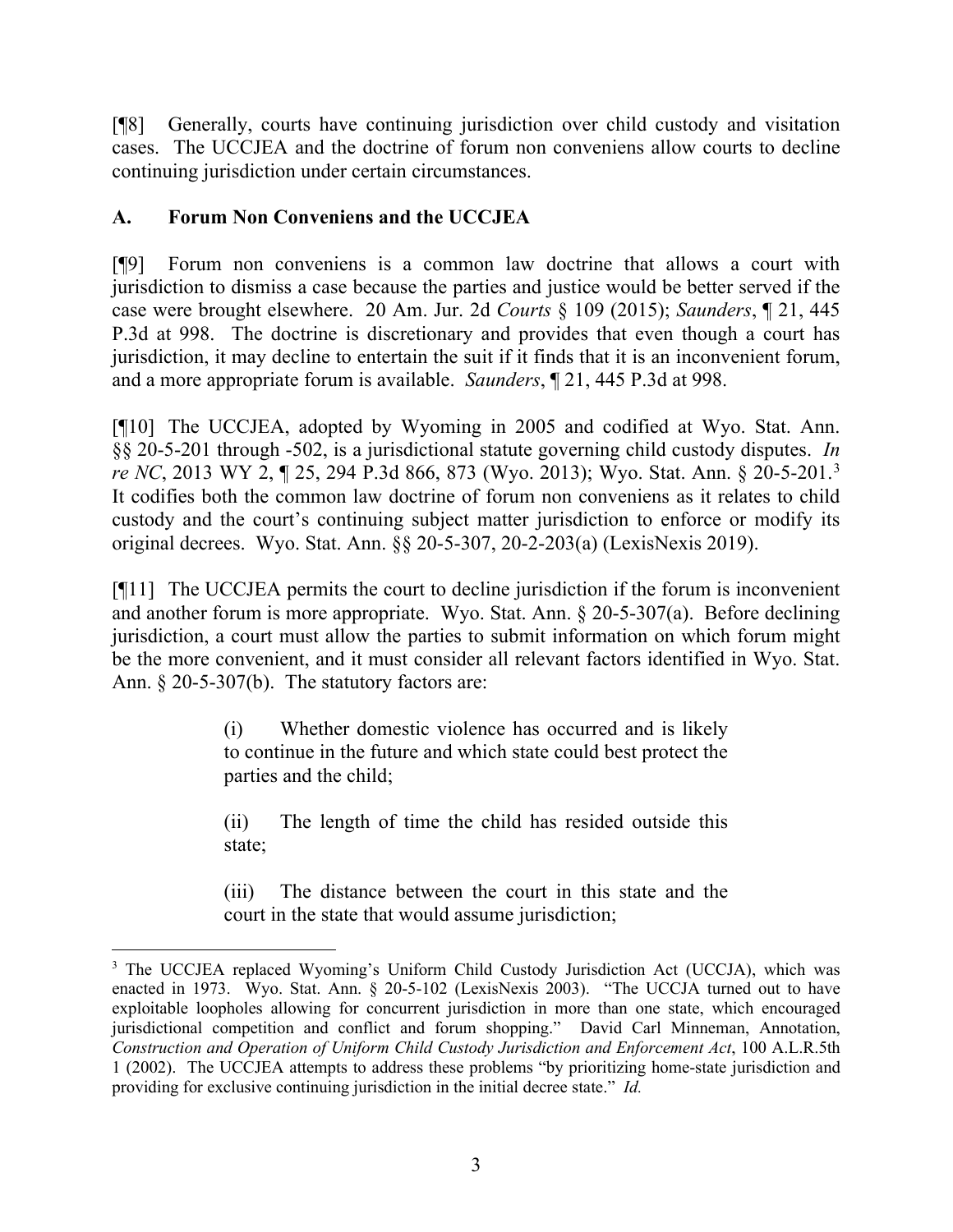[¶8] Generally, courts have continuing jurisdiction over child custody and visitation cases. The UCCJEA and the doctrine of forum non conveniens allow courts to decline continuing jurisdiction under certain circumstances.

## A. Forum Non Conveniens and the UCCJEA

[¶9] Forum non conveniens is a common law doctrine that allows a court with jurisdiction to dismiss a case because the parties and justice would be better served if the case were brought elsewhere. 20 Am. Jur. 2d *Courts* § 109 (2015); *Saunders*, ¶ 21, 445 P.3d at 998. The doctrine is discretionary and provides that even though a court has jurisdiction, it may decline to entertain the suit if it finds that it is an inconvenient forum, and a more appropriate forum is available. *Saunders*, ¶ 21, 445 P.3d at 998.

[¶10] The UCCJEA, adopted by Wyoming in 2005 and codified at Wyo. Stat. Ann. §§ 20-5-201 through -502, is a jurisdictional statute governing child custody disputes. *In re NC*, 2013 WY 2, ¶ 25, 294 P.3d 866, 873 (Wyo. 2013); Wyo. Stat. Ann. § 20-5-201.[3] It codifies both the common law doctrine of forum non conveniens as it relates to child custody and the court's continuing subject matter jurisdiction to enforce or modify its original decrees. Wyo. Stat. Ann. §§ 20-5-307, 20-2-203(a) (LexisNexis 2019).

[¶11] The UCCJEA permits the court to decline jurisdiction if the forum is inconvenient and another forum is more appropriate. Wyo. Stat. Ann. § 20-5-307(a). Before declining jurisdiction, a court must allow the parties to submit information on which forum might be the more convenient, and it must consider all relevant factors identified in Wyo. Stat. Ann. § 20-5-307(b). The statutory factors are:

> (i) Whether domestic violence has occurred and is likely to continue in the future and which state could best protect the parties and the child;
>
> (ii) The length of time the child has resided outside this state;
>
> (iii) The distance between the court in this state and the court in the state that would assume jurisdiction;

---

[3] The UCCJEA replaced Wyoming's Uniform Child Custody Jurisdiction Act (UCCJA), which was enacted in 1973. Wyo. Stat. Ann. § 20-5-102 (LexisNexis 2003). "The UCCJA turned out to have exploitable loopholes allowing for concurrent jurisdiction in more than one state, which encouraged jurisdictional competition and conflict and forum shopping." David Carl Minneman, Annotation, *Construction and Operation of Uniform Child Custody Jurisdiction and Enforcement Act*, 100 A.L.R.5th 1 (2002). The UCCJEA attempts to address these problems "by prioritizing home-state jurisdiction and providing for exclusive continuing jurisdiction in the initial decree state." *Id.*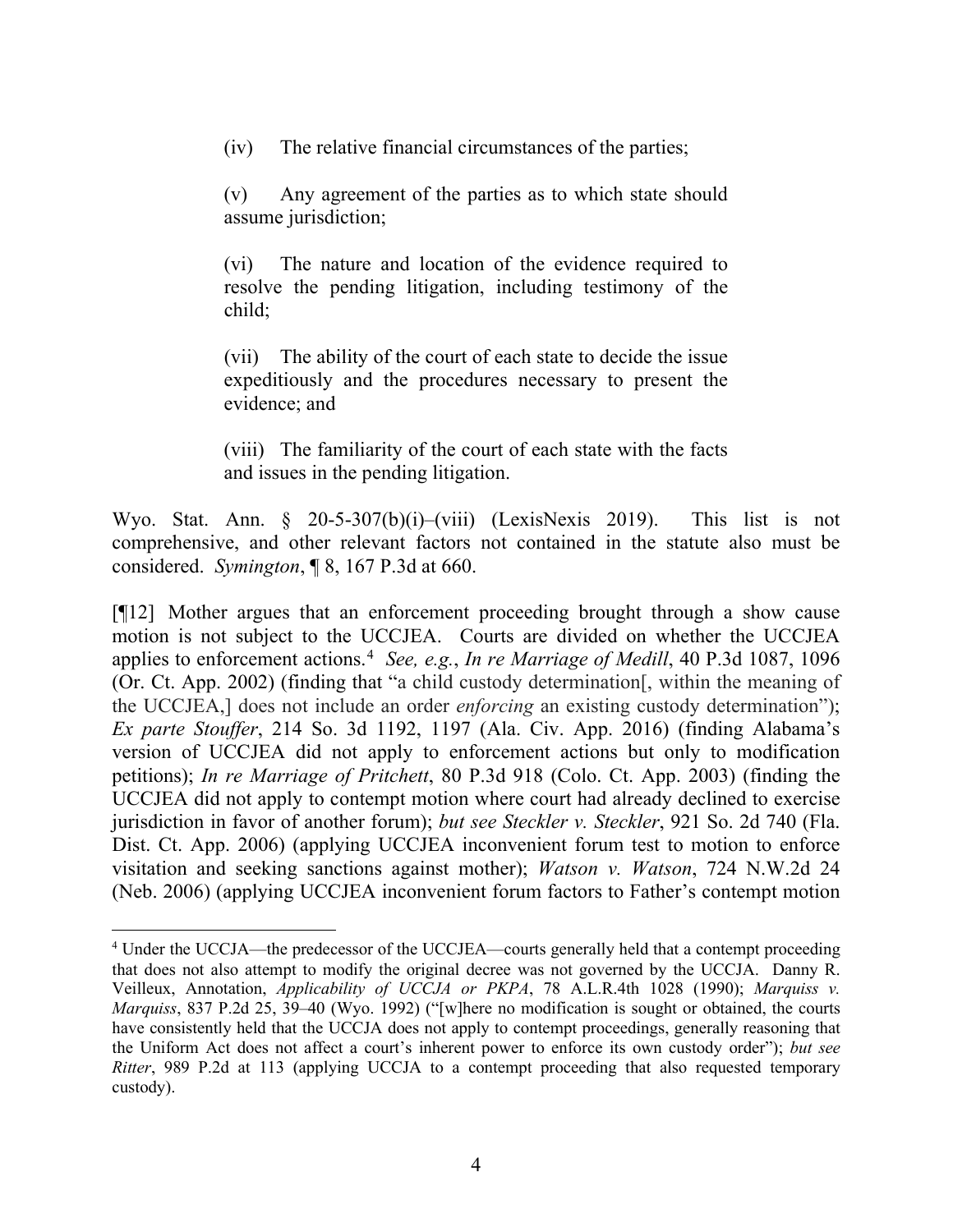> (iv) The relative financial circumstances of the parties;
>
> (v) Any agreement of the parties as to which state should assume jurisdiction;
>
> (vi) The nature and location of the evidence required to resolve the pending litigation, including testimony of the child;
>
> (vii) The ability of the court of each state to decide the issue expeditiously and the procedures necessary to present the evidence; and
>
> (viii) The familiarity of the court of each state with the facts and issues in the pending litigation.

Wyo. Stat. Ann. § 20-5-307(b)(i)–(viii) (LexisNexis 2019). This list is not comprehensive, and other relevant factors not contained in the statute also must be considered. *Symington*, ¶ 8, 167 P.3d at 660.

[¶12] Mother argues that an enforcement proceeding brought through a show cause motion is not subject to the UCCJEA. Courts are divided on whether the UCCJEA applies to enforcement actions.[4] *See, e.g.*, *In re Marriage of Medill*, 40 P.3d 1087, 1096 (Or. Ct. App. 2002) (finding that "a child custody determination[, within the meaning of the UCCJEA,] does not include an order *enforcing* an existing custody determination"); *Ex parte Stouffer*, 214 So. 3d 1192, 1197 (Ala. Civ. App. 2016) (finding Alabama's version of UCCJEA did not apply to enforcement actions but only to modification petitions); *In re Marriage of Pritchett*, 80 P.3d 918 (Colo. Ct. App. 2003) (finding the UCCJEA did not apply to contempt motion where court had already declined to exercise jurisdiction in favor of another forum); *but see Steckler v. Steckler*, 921 So. 2d 740 (Fla. Dist. Ct. App. 2006) (applying UCCJEA inconvenient forum test to motion to enforce visitation and seeking sanctions against mother); *Watson v. Watson*, 724 N.W.2d 24 (Neb. 2006) (applying UCCJEA inconvenient forum factors to Father's contempt motion

---

[4] Under the UCCJA—the predecessor of the UCCJEA—courts generally held that a contempt proceeding that does not also attempt to modify the original decree was not governed by the UCCJA. Danny R. Veilleux, Annotation, *Applicability of UCCJA or PKPA*, 78 A.L.R.4th 1028 (1990); *Marquiss v. Marquiss*, 837 P.2d 25, 39–40 (Wyo. 1992) ("[w]here no modification is sought or obtained, the courts have consistently held that the UCCJA does not apply to contempt proceedings, generally reasoning that the Uniform Act does not affect a court's inherent power to enforce its own custody order"); *but see Ritter*, 989 P.2d at 113 (applying UCCJA to a contempt proceeding that also requested temporary custody).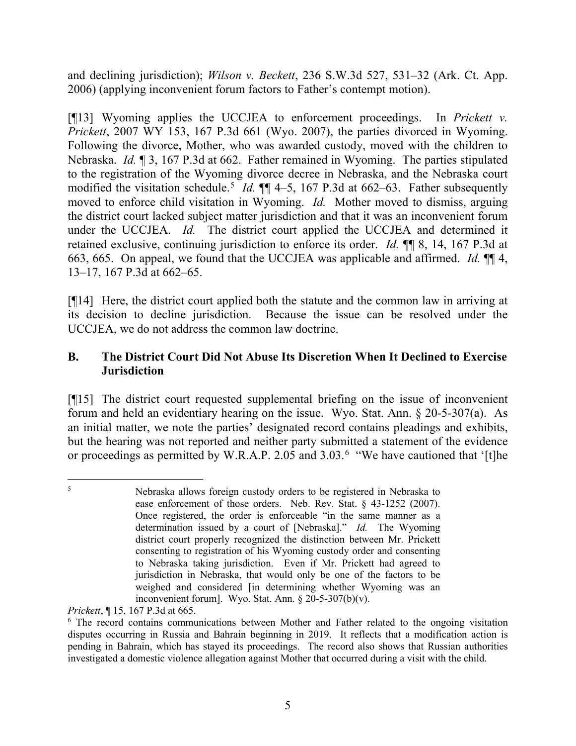and declining jurisdiction); *Wilson v. Beckett*, 236 S.W.3d 527, 531–32 (Ark. Ct. App. 2006) (applying inconvenient forum factors to Father's contempt motion).

[¶13] Wyoming applies the UCCJEA to enforcement proceedings. In *Prickett v. Prickett*, 2007 WY 153, 167 P.3d 661 (Wyo. 2007), the parties divorced in Wyoming. Following the divorce, Mother, who was awarded custody, moved with the children to Nebraska. *Id.* ¶ 3, 167 P.3d at 662. Father remained in Wyoming. The parties stipulated to the registration of the Wyoming divorce decree in Nebraska, and the Nebraska court modified the visitation schedule.[5] *Id.* ¶¶ 4–5, 167 P.3d at 662–63. Father subsequently moved to enforce child visitation in Wyoming. *Id.* Mother moved to dismiss, arguing the district court lacked subject matter jurisdiction and that it was an inconvenient forum under the UCCJEA. *Id.* The district court applied the UCCJEA and determined it retained exclusive, continuing jurisdiction to enforce its order. *Id.* ¶¶ 8, 14, 167 P.3d at 663, 665. On appeal, we found that the UCCJEA was applicable and affirmed. *Id.* ¶¶ 4, 13–17, 167 P.3d at 662–65.

[¶14] Here, the district court applied both the statute and the common law in arriving at its decision to decline jurisdiction. Because the issue can be resolved under the UCCJEA, we do not address the common law doctrine.

## B. The District Court Did Not Abuse Its Discretion When It Declined to Exercise Jurisdiction

[¶15] The district court requested supplemental briefing on the issue of inconvenient forum and held an evidentiary hearing on the issue. Wyo. Stat. Ann. § 20-5-307(a). As an initial matter, we note the parties' designated record contains pleadings and exhibits, but the hearing was not reported and neither party submitted a statement of the evidence or proceedings as permitted by W.R.A.P. 2.05 and 3.03.[6] "We have cautioned that '[t]he

---

[5] Nebraska allows foreign custody orders to be registered in Nebraska to ease enforcement of those orders. Neb. Rev. Stat. § 43-1252 (2007). Once registered, the order is enforceable "in the same manner as a determination issued by a court of [Nebraska]." *Id.* The Wyoming district court properly recognized the distinction between Mr. Prickett consenting to registration of his Wyoming custody order and consenting to Nebraska taking jurisdiction. Even if Mr. Prickett had agreed to jurisdiction in Nebraska, that would only be one of the factors to be weighed and considered [in determining whether Wyoming was an inconvenient forum]. Wyo. Stat. Ann. § 20-5-307(b)(v).

*Prickett*, ¶ 15, 167 P.3d at 665.

[6] The record contains communications between Mother and Father related to the ongoing visitation disputes occurring in Russia and Bahrain beginning in 2019. It reflects that a modification action is pending in Bahrain, which has stayed its proceedings. The record also shows that Russian authorities investigated a domestic violence allegation against Mother that occurred during a visit with the child.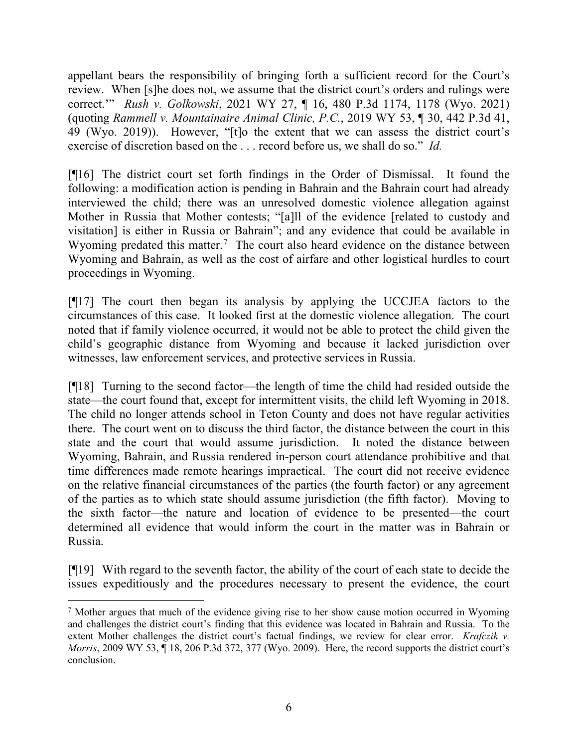appellant bears the responsibility of bringing forth a sufficient record for the Court's review. When [s]he does not, we assume that the district court's orders and rulings were correct.'" *Rush v. Golkowski*, 2021 WY 27, ¶ 16, 480 P.3d 1174, 1178 (Wyo. 2021) (quoting *Rammell v. Mountainaire Animal Clinic, P.C.*, 2019 WY 53, ¶ 30, 442 P.3d 41, 49 (Wyo. 2019)). However, "[t]o the extent that we can assess the district court's exercise of discretion based on the . . . record before us, we shall do so." *Id.*

[¶16] The district court set forth findings in the Order of Dismissal. It found the following: a modification action is pending in Bahrain and the Bahrain court had already interviewed the child; there was an unresolved domestic violence allegation against Mother in Russia that Mother contests; "[a]ll of the evidence [related to custody and visitation] is either in Russia or Bahrain"; and any evidence that could be available in Wyoming predated this matter.[7] The court also heard evidence on the distance between Wyoming and Bahrain, as well as the cost of airfare and other logistical hurdles to court proceedings in Wyoming.

[¶17] The court then began its analysis by applying the UCCJEA factors to the circumstances of this case. It looked first at the domestic violence allegation. The court noted that if family violence occurred, it would not be able to protect the child given the child's geographic distance from Wyoming and because it lacked jurisdiction over witnesses, law enforcement services, and protective services in Russia.

[¶18] Turning to the second factor—the length of time the child had resided outside the state—the court found that, except for intermittent visits, the child left Wyoming in 2018. The child no longer attends school in Teton County and does not have regular activities there. The court went on to discuss the third factor, the distance between the court in this state and the court that would assume jurisdiction. It noted the distance between Wyoming, Bahrain, and Russia rendered in-person court attendance prohibitive and that time differences made remote hearings impractical. The court did not receive evidence on the relative financial circumstances of the parties (the fourth factor) or any agreement of the parties as to which state should assume jurisdiction (the fifth factor). Moving to the sixth factor—the nature and location of evidence to be presented—the court determined all evidence that would inform the court in the matter was in Bahrain or Russia.

[¶19] With regard to the seventh factor, the ability of the court of each state to decide the issues expeditiously and the procedures necessary to present the evidence, the court

[7] Mother argues that much of the evidence giving rise to her show cause motion occurred in Wyoming and challenges the district court's finding that this evidence was located in Bahrain and Russia. To the extent Mother challenges the district court's factual findings, we review for clear error. *Krafczik v. Morris*, 2009 WY 53, ¶ 18, 206 P.3d 372, 377 (Wyo. 2009). Here, the record supports the district court's conclusion.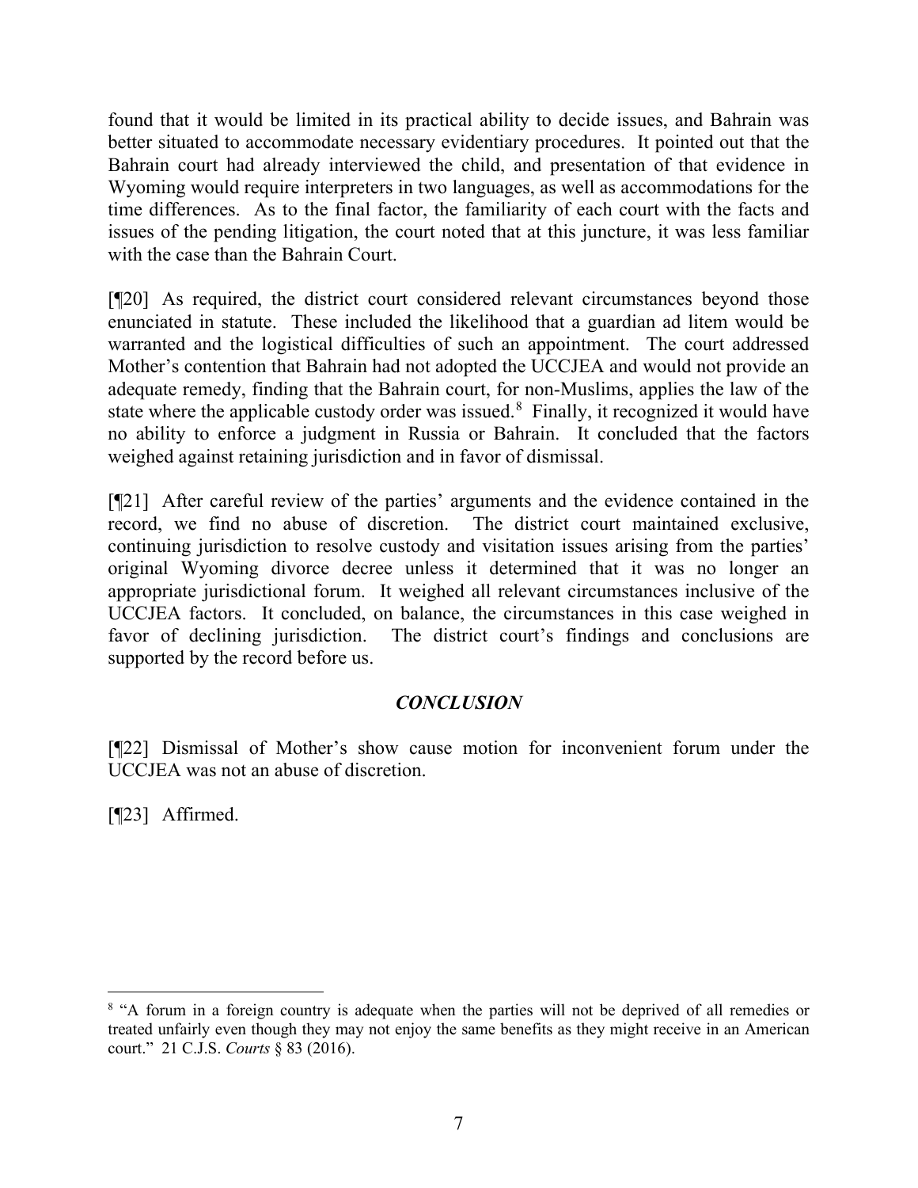found that it would be limited in its practical ability to decide issues, and Bahrain was better situated to accommodate necessary evidentiary procedures. It pointed out that the Bahrain court had already interviewed the child, and presentation of that evidence in Wyoming would require interpreters in two languages, as well as accommodations for the time differences. As to the final factor, the familiarity of each court with the facts and issues of the pending litigation, the court noted that at this juncture, it was less familiar with the case than the Bahrain Court.

[¶20] As required, the district court considered relevant circumstances beyond those enunciated in statute. These included the likelihood that a guardian ad litem would be warranted and the logistical difficulties of such an appointment. The court addressed Mother's contention that Bahrain had not adopted the UCCJEA and would not provide an adequate remedy, finding that the Bahrain court, for non-Muslims, applies the law of the state where the applicable custody order was issued.[8] Finally, it recognized it would have no ability to enforce a judgment in Russia or Bahrain. It concluded that the factors weighed against retaining jurisdiction and in favor of dismissal.

[¶21] After careful review of the parties' arguments and the evidence contained in the record, we find no abuse of discretion. The district court maintained exclusive, continuing jurisdiction to resolve custody and visitation issues arising from the parties' original Wyoming divorce decree unless it determined that it was no longer an appropriate jurisdictional forum. It weighed all relevant circumstances inclusive of the UCCJEA factors. It concluded, on balance, the circumstances in this case weighed in favor of declining jurisdiction. The district court's findings and conclusions are supported by the record before us.

## ***CONCLUSION***

[¶22] Dismissal of Mother's show cause motion for inconvenient forum under the UCCJEA was not an abuse of discretion.

[¶23] Affirmed.

---

[8] "A forum in a foreign country is adequate when the parties will not be deprived of all remedies or treated unfairly even though they may not enjoy the same benefits as they might receive in an American court." 21 C.J.S. *Courts* § 83 (2016).